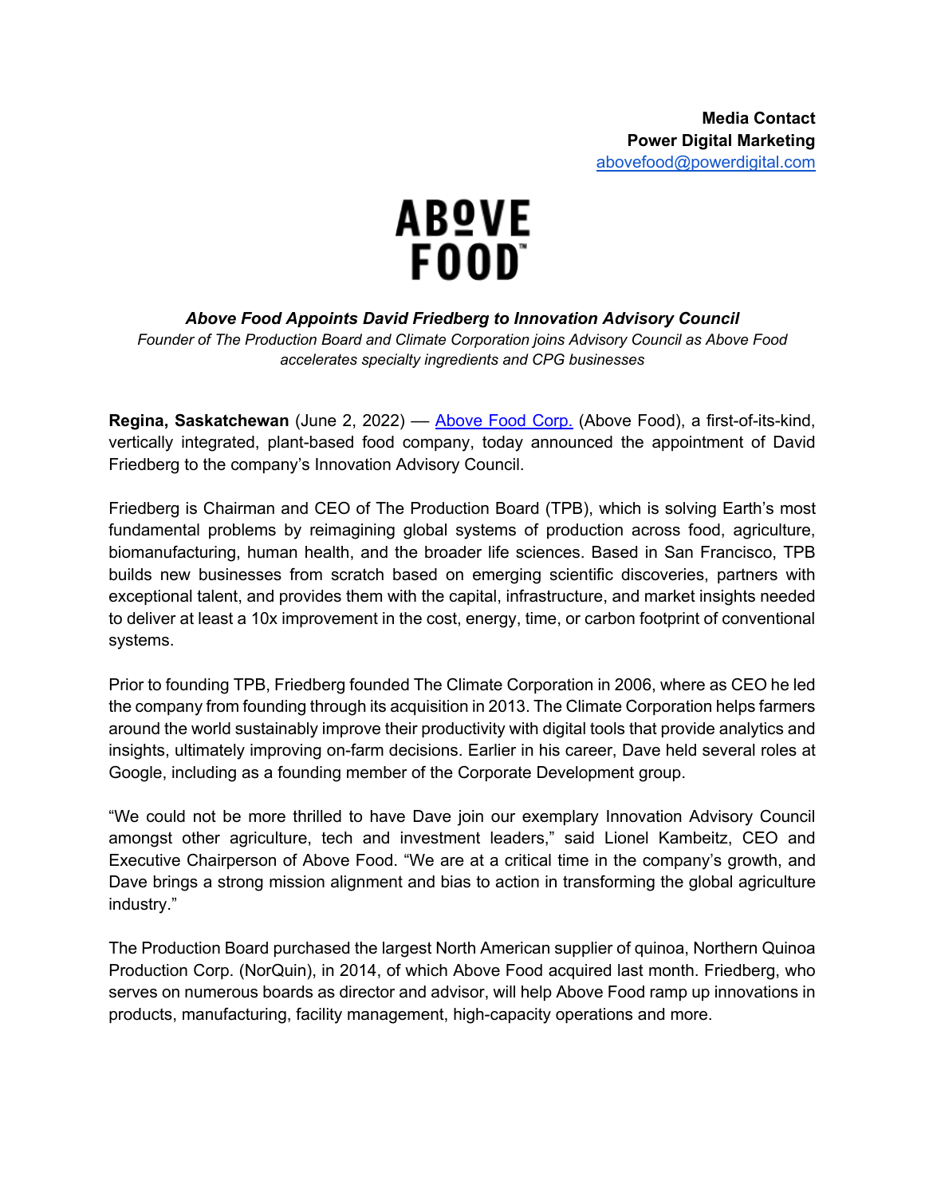**Media Contact**
**Power Digital Marketing**
abovefood@powerdigital.com

ABOVE FOOD

# *Above Food Appoints David Friedberg to Innovation Advisory Council*

*Founder of The Production Board and Climate Corporation joins Advisory Council as Above Food accelerates specialty ingredients and CPG businesses*

**Regina, Saskatchewan** (June 2, 2022) — Above Food Corp. (Above Food), a first-of-its-kind, vertically integrated, plant-based food company, today announced the appointment of David Friedberg to the company's Innovation Advisory Council.

Friedberg is Chairman and CEO of The Production Board (TPB), which is solving Earth's most fundamental problems by reimagining global systems of production across food, agriculture, biomanufacturing, human health, and the broader life sciences. Based in San Francisco, TPB builds new businesses from scratch based on emerging scientific discoveries, partners with exceptional talent, and provides them with the capital, infrastructure, and market insights needed to deliver at least a 10x improvement in the cost, energy, time, or carbon footprint of conventional systems.

Prior to founding TPB, Friedberg founded The Climate Corporation in 2006, where as CEO he led the company from founding through its acquisition in 2013. The Climate Corporation helps farmers around the world sustainably improve their productivity with digital tools that provide analytics and insights, ultimately improving on-farm decisions. Earlier in his career, Dave held several roles at Google, including as a founding member of the Corporate Development group.

"We could not be more thrilled to have Dave join our exemplary Innovation Advisory Council amongst other agriculture, tech and investment leaders," said Lionel Kambeitz, CEO and Executive Chairperson of Above Food. "We are at a critical time in the company's growth, and Dave brings a strong mission alignment and bias to action in transforming the global agriculture industry."

The Production Board purchased the largest North American supplier of quinoa, Northern Quinoa Production Corp. (NorQuin), in 2014, of which Above Food acquired last month. Friedberg, who serves on numerous boards as director and advisor, will help Above Food ramp up innovations in products, manufacturing, facility management, high-capacity operations and more.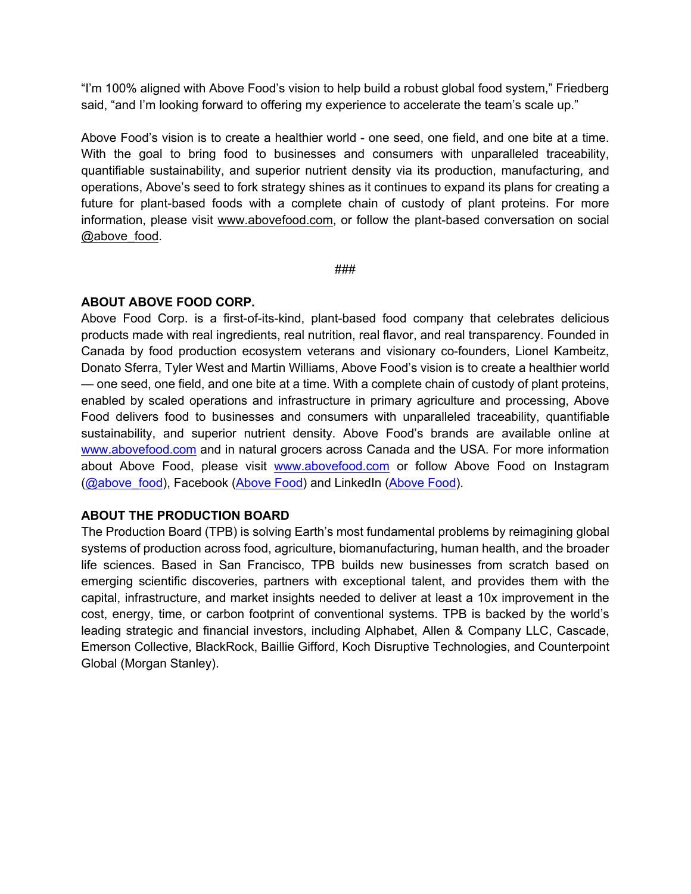"I'm 100% aligned with Above Food's vision to help build a robust global food system," Friedberg said, "and I'm looking forward to offering my experience to accelerate the team's scale up."

Above Food's vision is to create a healthier world - one seed, one field, and one bite at a time. With the goal to bring food to businesses and consumers with unparalleled traceability, quantifiable sustainability, and superior nutrient density via its production, manufacturing, and operations, Above's seed to fork strategy shines as it continues to expand its plans for creating a future for plant-based foods with a complete chain of custody of plant proteins. For more information, please visit www.abovefood.com, or follow the plant-based conversation on social @above_food.

###

**ABOUT ABOVE FOOD CORP.**
Above Food Corp. is a first-of-its-kind, plant-based food company that celebrates delicious products made with real ingredients, real nutrition, real flavor, and real transparency. Founded in Canada by food production ecosystem veterans and visionary co-founders, Lionel Kambeitz, Donato Sferra, Tyler West and Martin Williams, Above Food's vision is to create a healthier world — one seed, one field, and one bite at a time. With a complete chain of custody of plant proteins, enabled by scaled operations and infrastructure in primary agriculture and processing, Above Food delivers food to businesses and consumers with unparalleled traceability, quantifiable sustainability, and superior nutrient density. Above Food's brands are available online at www.abovefood.com and in natural grocers across Canada and the USA. For more information about Above Food, please visit www.abovefood.com or follow Above Food on Instagram (@above_food), Facebook (Above Food) and LinkedIn (Above Food).

**ABOUT THE PRODUCTION BOARD**
The Production Board (TPB) is solving Earth's most fundamental problems by reimagining global systems of production across food, agriculture, biomanufacturing, human health, and the broader life sciences. Based in San Francisco, TPB builds new businesses from scratch based on emerging scientific discoveries, partners with exceptional talent, and provides them with the capital, infrastructure, and market insights needed to deliver at least a 10x improvement in the cost, energy, time, or carbon footprint of conventional systems. TPB is backed by the world's leading strategic and financial investors, including Alphabet, Allen & Company LLC, Cascade, Emerson Collective, BlackRock, Baillie Gifford, Koch Disruptive Technologies, and Counterpoint Global (Morgan Stanley).